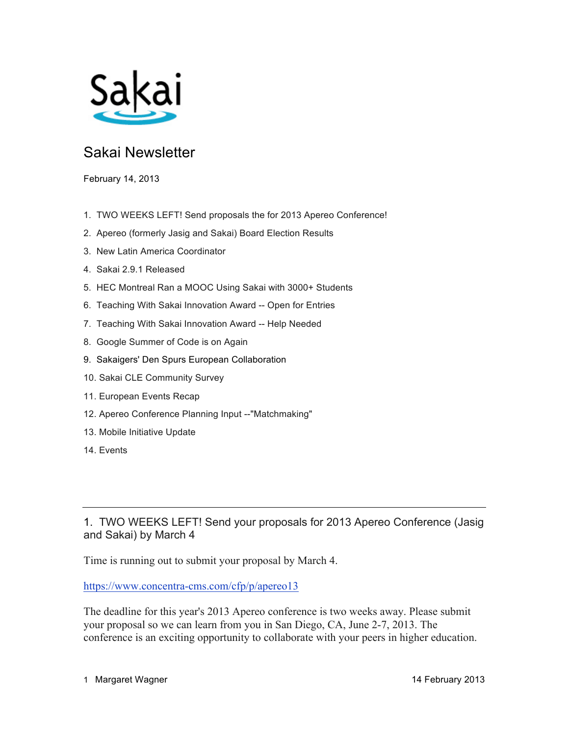Sakai

# Sakai Newsletter

February 14, 2013

1. TWO WEEKS LEFT! Send proposals the for 2013 Apereo Conference!
2. Apereo (formerly Jasig and Sakai) Board Election Results
3. New Latin America Coordinator
4. Sakai 2.9.1 Released
5. HEC Montreal Ran a MOOC Using Sakai with 3000+ Students
6. Teaching With Sakai Innovation Award -- Open for Entries
7. Teaching With Sakai Innovation Award -- Help Needed
8. Google Summer of Code is on Again
9. Sakaigers' Den Spurs European Collaboration
10. Sakai CLE Community Survey
11. European Events Recap
12. Apereo Conference Planning Input --"Matchmaking"
13. Mobile Initiative Update
14. Events

---

## 1. TWO WEEKS LEFT! Send your proposals for 2013 Apereo Conference (Jasig and Sakai) by March 4

Time is running out to submit your proposal by March 4.

https://www.concentra-cms.com/cfp/p/apereo13

The deadline for this year's 2013 Apereo conference is two weeks away. Please submit your proposal so we can learn from you in San Diego, CA, June 2-7, 2013. The conference is an exciting opportunity to collaborate with your peers in higher education.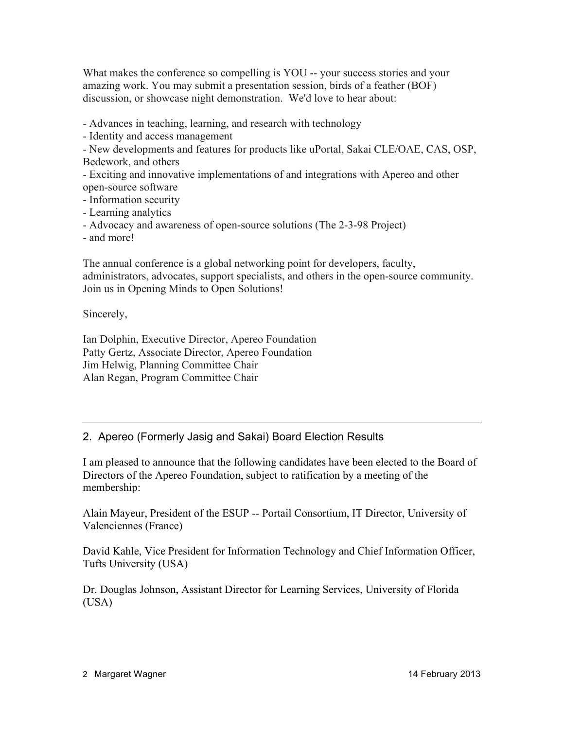What makes the conference so compelling is YOU -- your success stories and your amazing work. You may submit a presentation session, birds of a feather (BOF) discussion, or showcase night demonstration.  We'd love to hear about:

- Advances in teaching, learning, and research with technology
- Identity and access management
- New developments and features for products like uPortal, Sakai CLE/OAE, CAS, OSP, Bedework, and others
- Exciting and innovative implementations of and integrations with Apereo and other open-source software
- Information security
- Learning analytics
- Advocacy and awareness of open-source solutions (The 2-3-98 Project)
- and more!

The annual conference is a global networking point for developers, faculty, administrators, advocates, support specialists, and others in the open-source community. Join us in Opening Minds to Open Solutions!

Sincerely,

Ian Dolphin, Executive Director, Apereo Foundation
Patty Gertz, Associate Director, Apereo Foundation
Jim Helwig, Planning Committee Chair
Alan Regan, Program Committee Chair

---

## 2. Apereo (Formerly Jasig and Sakai) Board Election Results

I am pleased to announce that the following candidates have been elected to the Board of Directors of the Apereo Foundation, subject to ratification by a meeting of the membership:

Alain Mayeur, President of the ESUP -- Portail Consortium, IT Director, University of Valenciennes (France)

David Kahle, Vice President for Information Technology and Chief Information Officer, Tufts University (USA)

Dr. Douglas Johnson, Assistant Director for Learning Services, University of Florida (USA)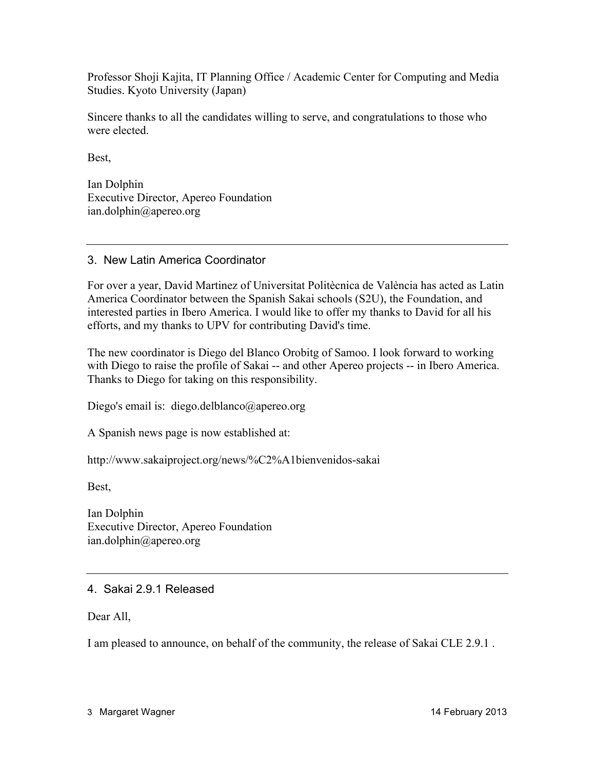Professor Shoji Kajita, IT Planning Office / Academic Center for Computing and Media Studies. Kyoto University (Japan)

Sincere thanks to all the candidates willing to serve, and congratulations to those who were elected.

Best,

Ian Dolphin  
Executive Director, Apereo Foundation  
ian.dolphin@apereo.org

---

## 3. New Latin America Coordinator

For over a year, David Martinez of Universitat Politècnica de València has acted as Latin America Coordinator between the Spanish Sakai schools (S2U), the Foundation, and interested parties in Ibero America. I would like to offer my thanks to David for all his efforts, and my thanks to UPV for contributing David's time.

The new coordinator is Diego del Blanco Orobitg of Samoo. I look forward to working with Diego to raise the profile of Sakai -- and other Apereo projects -- in Ibero America. Thanks to Diego for taking on this responsibility.

Diego's email is: diego.delblanco@apereo.org

A Spanish news page is now established at:

http://www.sakaiproject.org/news/%C2%A1bienvenidos-sakai

Best,

Ian Dolphin  
Executive Director, Apereo Foundation  
ian.dolphin@apereo.org

---

## 4. Sakai 2.9.1 Released

Dear All,

I am pleased to announce, on behalf of the community, the release of Sakai CLE 2.9.1 .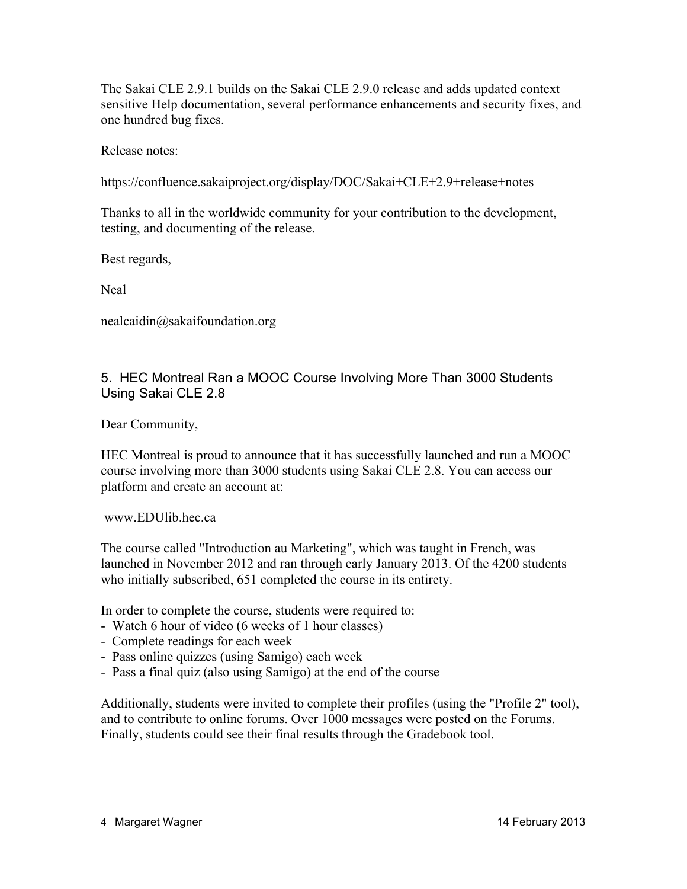The Sakai CLE 2.9.1 builds on the Sakai CLE 2.9.0 release and adds updated context sensitive Help documentation, several performance enhancements and security fixes, and one hundred bug fixes.

Release notes:

https://confluence.sakaiproject.org/display/DOC/Sakai+CLE+2.9+release+notes

Thanks to all in the worldwide community for your contribution to the development, testing, and documenting of the release.

Best regards,

Neal

nealcaidin@sakaifoundation.org

---

## 5. HEC Montreal Ran a MOOC Course Involving More Than 3000 Students Using Sakai CLE 2.8

Dear Community,

HEC Montreal is proud to announce that it has successfully launched and run a MOOC course involving more than 3000 students using Sakai CLE 2.8. You can access our platform and create an account at:

www.EDUlib.hec.ca

The course called "Introduction au Marketing", which was taught in French, was launched in November 2012 and ran through early January 2013. Of the 4200 students who initially subscribed, 651 completed the course in its entirety.

In order to complete the course, students were required to:

- Watch 6 hour of video (6 weeks of 1 hour classes)
- Complete readings for each week
- Pass online quizzes (using Samigo) each week
- Pass a final quiz (also using Samigo) at the end of the course

Additionally, students were invited to complete their profiles (using the "Profile 2" tool), and to contribute to online forums. Over 1000 messages were posted on the Forums. Finally, students could see their final results through the Gradebook tool.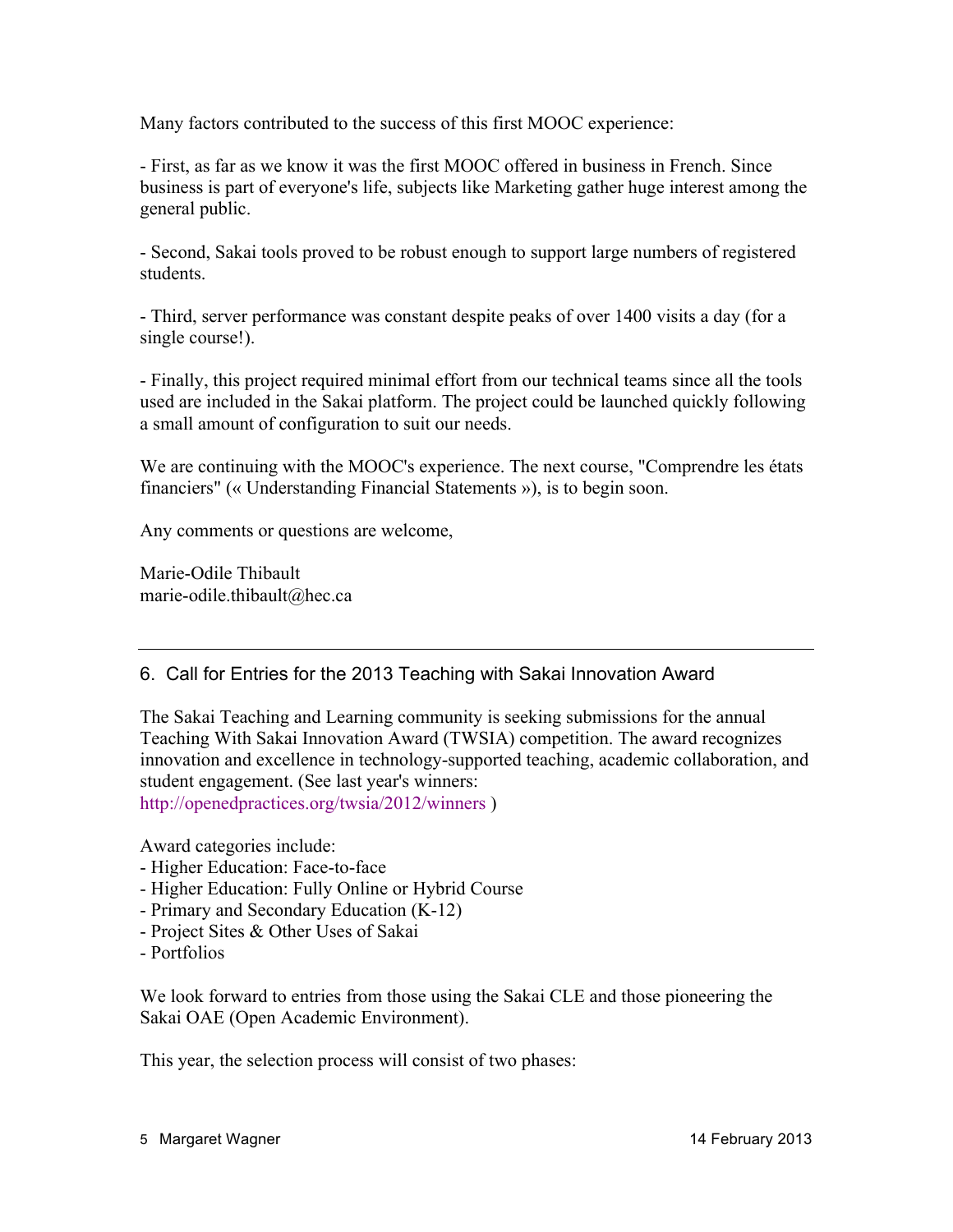Many factors contributed to the success of this first MOOC experience:

- First, as far as we know it was the first MOOC offered in business in French. Since business is part of everyone's life, subjects like Marketing gather huge interest among the general public.

- Second, Sakai tools proved to be robust enough to support large numbers of registered students.

- Third, server performance was constant despite peaks of over 1400 visits a day (for a single course!).

- Finally, this project required minimal effort from our technical teams since all the tools used are included in the Sakai platform. The project could be launched quickly following a small amount of configuration to suit our needs.

We are continuing with the MOOC's experience. The next course, "Comprendre les états financiers" (« Understanding Financial Statements »), is to begin soon.

Any comments or questions are welcome,

Marie-Odile Thibault
marie-odile.thibault@hec.ca

---

## 6. Call for Entries for the 2013 Teaching with Sakai Innovation Award

The Sakai Teaching and Learning community is seeking submissions for the annual Teaching With Sakai Innovation Award (TWSIA) competition. The award recognizes innovation and excellence in technology-supported teaching, academic collaboration, and student engagement. (See last year's winners: http://openedpractices.org/twsia/2012/winners )

Award categories include:
- Higher Education: Face-to-face
- Higher Education: Fully Online or Hybrid Course
- Primary and Secondary Education (K-12)
- Project Sites & Other Uses of Sakai
- Portfolios

We look forward to entries from those using the Sakai CLE and those pioneering the Sakai OAE (Open Academic Environment).

This year, the selection process will consist of two phases: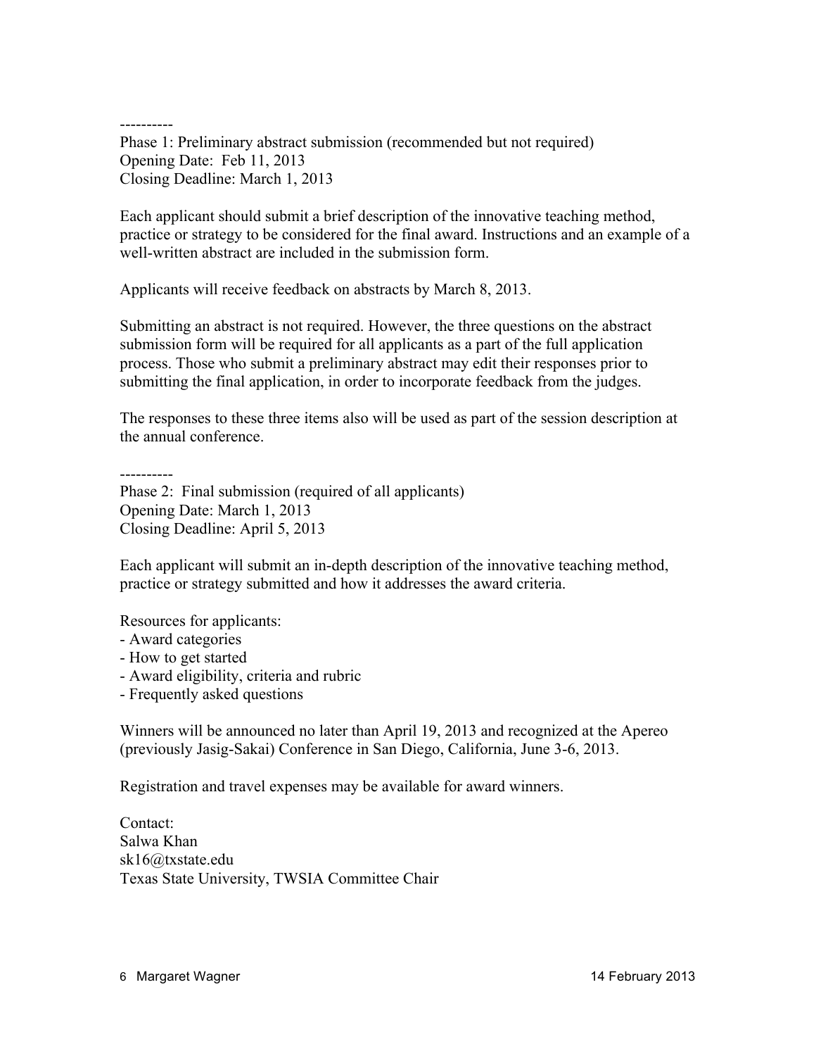----------

Phase 1: Preliminary abstract submission (recommended but not required)
Opening Date: Feb 11, 2013
Closing Deadline: March 1, 2013

Each applicant should submit a brief description of the innovative teaching method, practice or strategy to be considered for the final award. Instructions and an example of a well-written abstract are included in the submission form.

Applicants will receive feedback on abstracts by March 8, 2013.

Submitting an abstract is not required. However, the three questions on the abstract submission form will be required for all applicants as a part of the full application process. Those who submit a preliminary abstract may edit their responses prior to submitting the final application, in order to incorporate feedback from the judges.

The responses to these three items also will be used as part of the session description at the annual conference.

----------

Phase 2: Final submission (required of all applicants)
Opening Date: March 1, 2013
Closing Deadline: April 5, 2013

Each applicant will submit an in-depth description of the innovative teaching method, practice or strategy submitted and how it addresses the award criteria.

Resources for applicants:
- Award categories
- How to get started
- Award eligibility, criteria and rubric
- Frequently asked questions

Winners will be announced no later than April 19, 2013 and recognized at the Apereo (previously Jasig-Sakai) Conference in San Diego, California, June 3-6, 2013.

Registration and travel expenses may be available for award winners.

Contact:
Salwa Khan
sk16@txstate.edu
Texas State University, TWSIA Committee Chair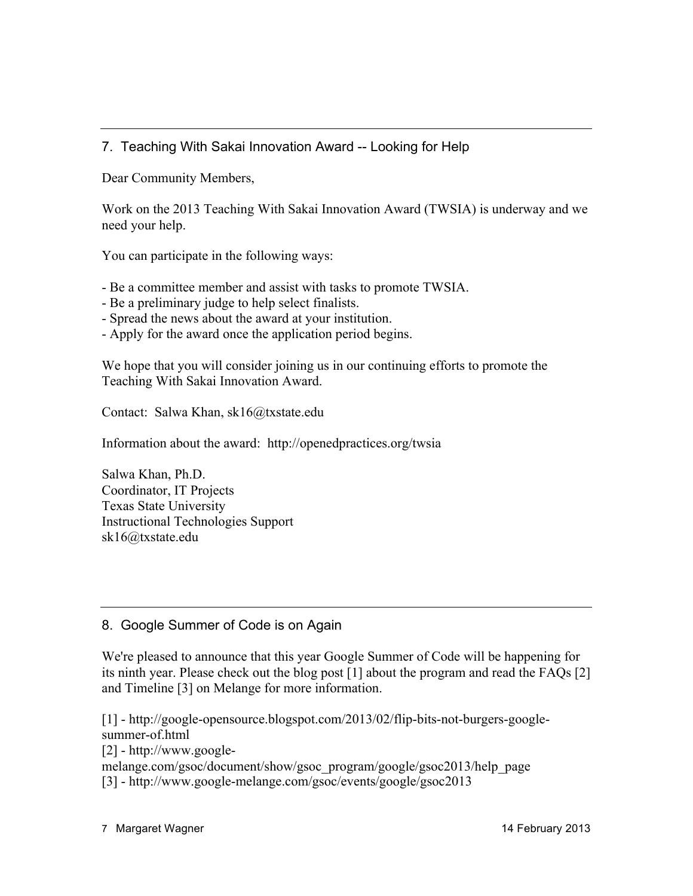---

## 7. Teaching With Sakai Innovation Award -- Looking for Help

Dear Community Members,

Work on the 2013 Teaching With Sakai Innovation Award (TWSIA) is underway and we need your help.

You can participate in the following ways:

- Be a committee member and assist with tasks to promote TWSIA.
- Be a preliminary judge to help select finalists.
- Spread the news about the award at your institution.
- Apply for the award once the application period begins.

We hope that you will consider joining us in our continuing efforts to promote the Teaching With Sakai Innovation Award.

Contact: Salwa Khan, sk16@txstate.edu

Information about the award: http://openedpractices.org/twsia

Salwa Khan, Ph.D.
Coordinator, IT Projects
Texas State University
Instructional Technologies Support
sk16@txstate.edu

---

## 8. Google Summer of Code is on Again

We're pleased to announce that this year Google Summer of Code will be happening for its ninth year. Please check out the blog post [1] about the program and read the FAQs [2] and Timeline [3] on Melange for more information.

[1] - http://google-opensource.blogspot.com/2013/02/flip-bits-not-burgers-google-summer-of.html
[2] - http://www.google-melange.com/gsoc/document/show/gsoc_program/google/gsoc2013/help_page
[3] - http://www.google-melange.com/gsoc/events/google/gsoc2013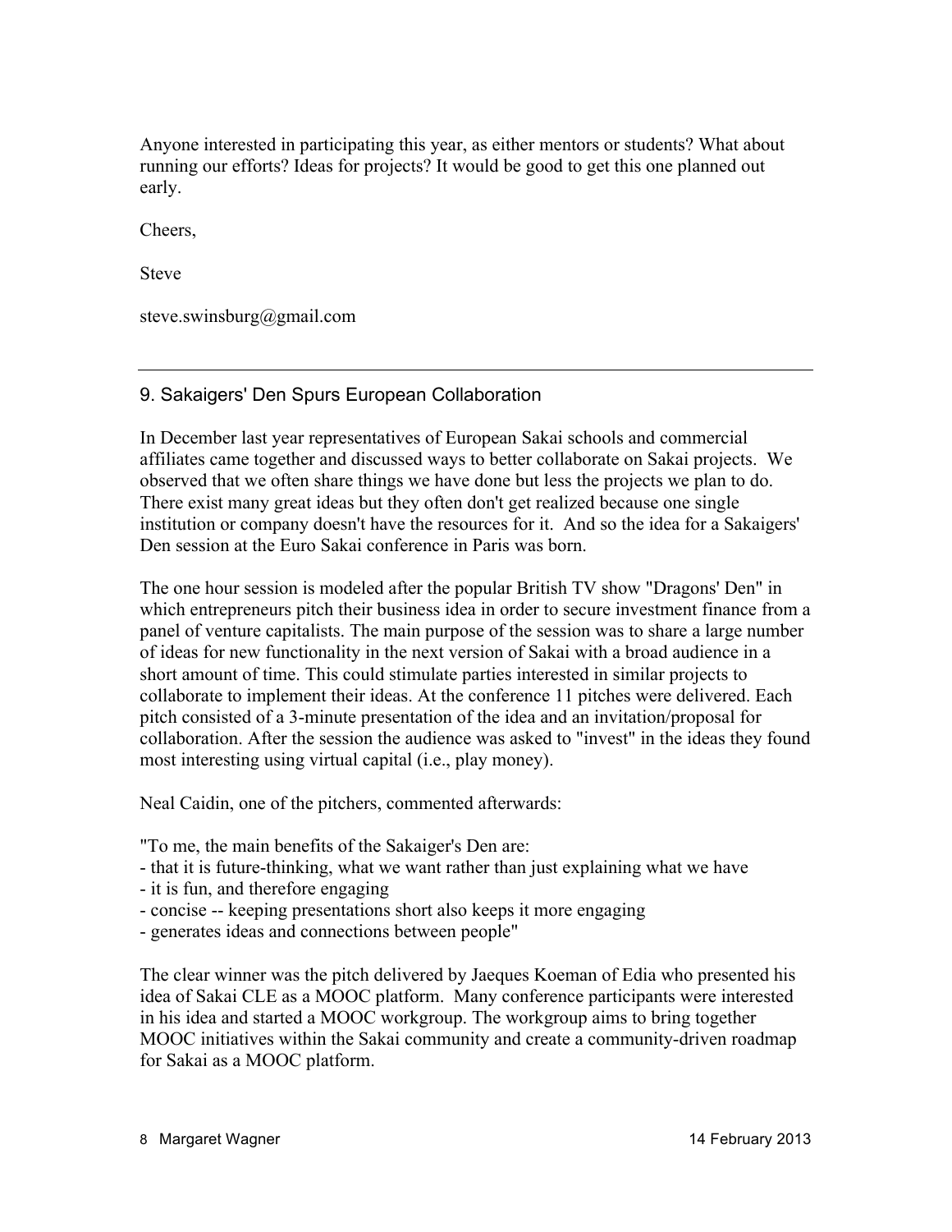Anyone interested in participating this year, as either mentors or students? What about running our efforts? Ideas for projects? It would be good to get this one planned out early.

Cheers,

Steve

steve.swinsburg@gmail.com

---

## 9. Sakaigers' Den Spurs European Collaboration

In December last year representatives of European Sakai schools and commercial affiliates came together and discussed ways to better collaborate on Sakai projects. We observed that we often share things we have done but less the projects we plan to do. There exist many great ideas but they often don't get realized because one single institution or company doesn't have the resources for it. And so the idea for a Sakaigers' Den session at the Euro Sakai conference in Paris was born.

The one hour session is modeled after the popular British TV show "Dragons' Den" in which entrepreneurs pitch their business idea in order to secure investment finance from a panel of venture capitalists. The main purpose of the session was to share a large number of ideas for new functionality in the next version of Sakai with a broad audience in a short amount of time. This could stimulate parties interested in similar projects to collaborate to implement their ideas. At the conference 11 pitches were delivered. Each pitch consisted of a 3-minute presentation of the idea and an invitation/proposal for collaboration. After the session the audience was asked to "invest" in the ideas they found most interesting using virtual capital (i.e., play money).

Neal Caidin, one of the pitchers, commented afterwards:

"To me, the main benefits of the Sakaiger's Den are:
- that it is future-thinking, what we want rather than just explaining what we have
- it is fun, and therefore engaging
- concise -- keeping presentations short also keeps it more engaging
- generates ideas and connections between people"

The clear winner was the pitch delivered by Jaeques Koeman of Edia who presented his idea of Sakai CLE as a MOOC platform. Many conference participants were interested in his idea and started a MOOC workgroup. The workgroup aims to bring together MOOC initiatives within the Sakai community and create a community-driven roadmap for Sakai as a MOOC platform.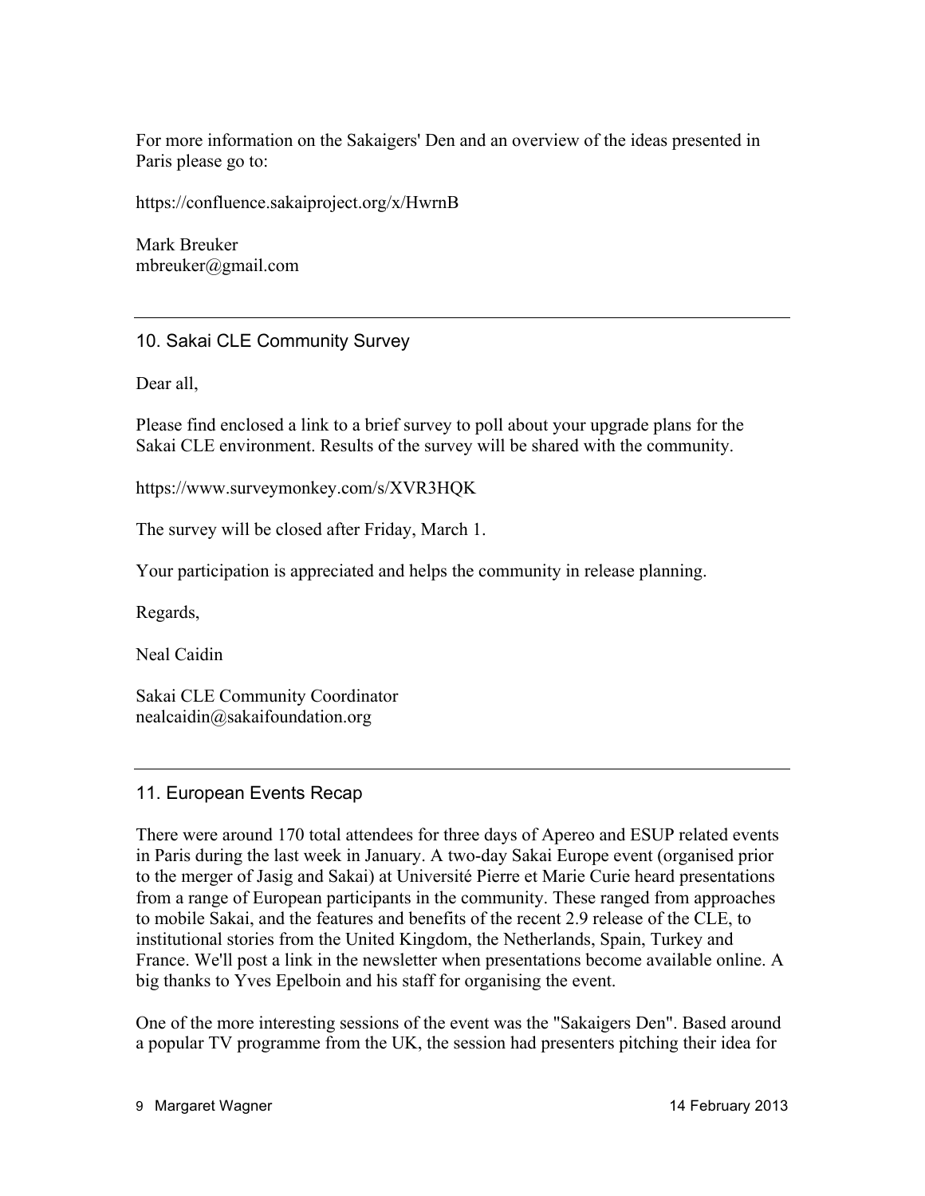For more information on the Sakaigers' Den and an overview of the ideas presented in Paris please go to:

https://confluence.sakaiproject.org/x/HwrnB

Mark Breuker
mbreuker@gmail.com

---

## 10. Sakai CLE Community Survey

Dear all,

Please find enclosed a link to a brief survey to poll about your upgrade plans for the Sakai CLE environment. Results of the survey will be shared with the community.

https://www.surveymonkey.com/s/XVR3HQK

The survey will be closed after Friday, March 1.

Your participation is appreciated and helps the community in release planning.

Regards,

Neal Caidin

Sakai CLE Community Coordinator
nealcaidin@sakaifoundation.org

---

## 11. European Events Recap

There were around 170 total attendees for three days of Apereo and ESUP related events in Paris during the last week in January. A two-day Sakai Europe event (organised prior to the merger of Jasig and Sakai) at Université Pierre et Marie Curie heard presentations from a range of European participants in the community. These ranged from approaches to mobile Sakai, and the features and benefits of the recent 2.9 release of the CLE, to institutional stories from the United Kingdom, the Netherlands, Spain, Turkey and France. We'll post a link in the newsletter when presentations become available online. A big thanks to Yves Epelboin and his staff for organising the event.

One of the more interesting sessions of the event was the "Sakaigers Den". Based around a popular TV programme from the UK, the session had presenters pitching their idea for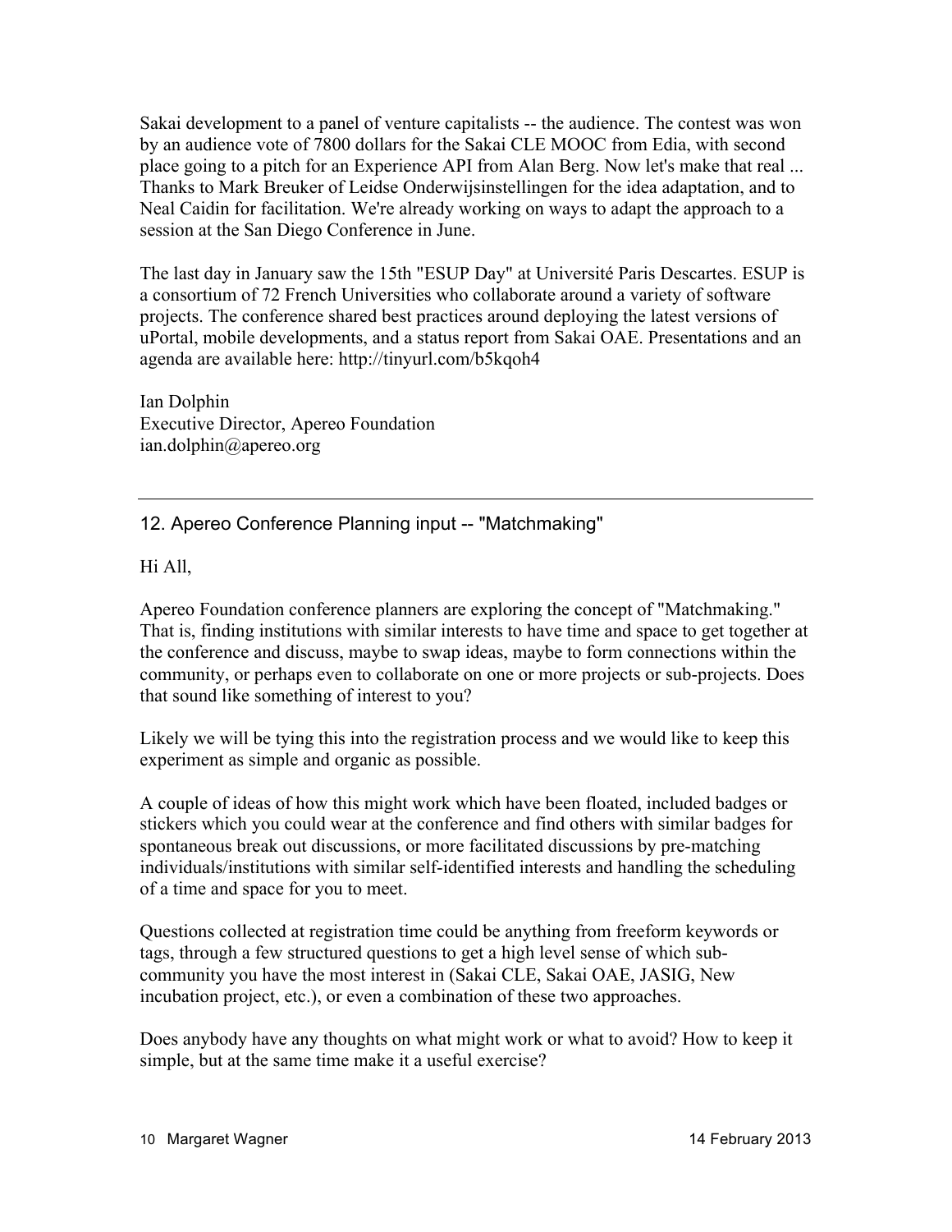Sakai development to a panel of venture capitalists -- the audience. The contest was won by an audience vote of 7800 dollars for the Sakai CLE MOOC from Edia, with second place going to a pitch for an Experience API from Alan Berg. Now let's make that real ... Thanks to Mark Breuker of Leidse Onderwijsinstellingen for the idea adaptation, and to Neal Caidin for facilitation. We're already working on ways to adapt the approach to a session at the San Diego Conference in June.

The last day in January saw the 15th "ESUP Day" at Université Paris Descartes. ESUP is a consortium of 72 French Universities who collaborate around a variety of software projects. The conference shared best practices around deploying the latest versions of uPortal, mobile developments, and a status report from Sakai OAE. Presentations and an agenda are available here: http://tinyurl.com/b5kqoh4

Ian Dolphin
Executive Director, Apereo Foundation
ian.dolphin@apereo.org

---

## 12. Apereo Conference Planning input -- "Matchmaking"

Hi All,

Apereo Foundation conference planners are exploring the concept of "Matchmaking." That is, finding institutions with similar interests to have time and space to get together at the conference and discuss, maybe to swap ideas, maybe to form connections within the community, or perhaps even to collaborate on one or more projects or sub-projects. Does that sound like something of interest to you?

Likely we will be tying this into the registration process and we would like to keep this experiment as simple and organic as possible.

A couple of ideas of how this might work which have been floated, included badges or stickers which you could wear at the conference and find others with similar badges for spontaneous break out discussions, or more facilitated discussions by pre-matching individuals/institutions with similar self-identified interests and handling the scheduling of a time and space for you to meet.

Questions collected at registration time could be anything from freeform keywords or tags, through a few structured questions to get a high level sense of which sub-community you have the most interest in (Sakai CLE, Sakai OAE, JASIG, New incubation project, etc.), or even a combination of these two approaches.

Does anybody have any thoughts on what might work or what to avoid? How to keep it simple, but at the same time make it a useful exercise?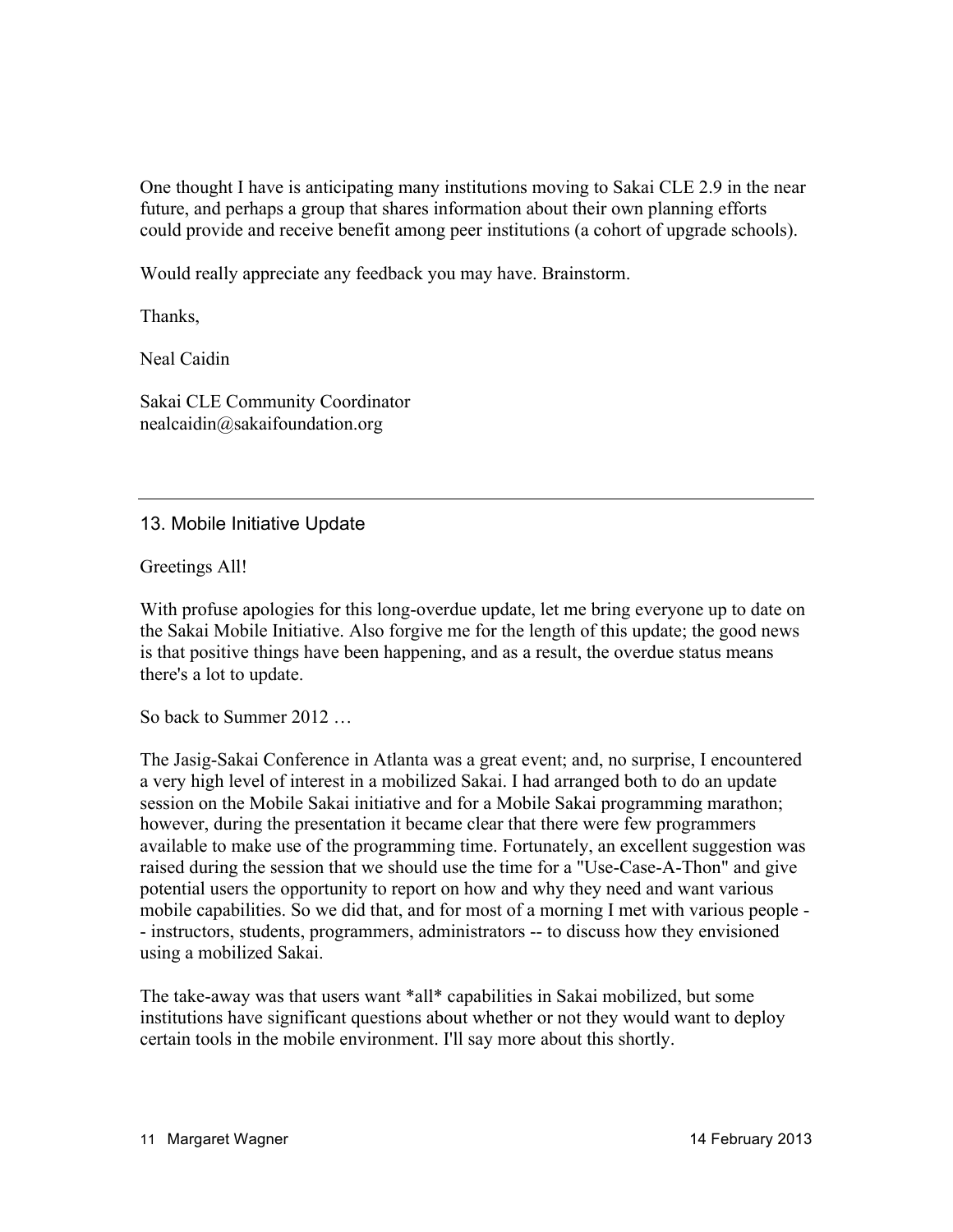One thought I have is anticipating many institutions moving to Sakai CLE 2.9 in the near future, and perhaps a group that shares information about their own planning efforts could provide and receive benefit among peer institutions (a cohort of upgrade schools).

Would really appreciate any feedback you may have. Brainstorm.

Thanks,

Neal Caidin

Sakai CLE Community Coordinator
nealcaidin@sakaifoundation.org

---

## 13. Mobile Initiative Update

Greetings All!

With profuse apologies for this long-overdue update, let me bring everyone up to date on the Sakai Mobile Initiative. Also forgive me for the length of this update; the good news is that positive things have been happening, and as a result, the overdue status means there's a lot to update.

So back to Summer 2012 …

The Jasig-Sakai Conference in Atlanta was a great event; and, no surprise, I encountered a very high level of interest in a mobilized Sakai. I had arranged both to do an update session on the Mobile Sakai initiative and for a Mobile Sakai programming marathon; however, during the presentation it became clear that there were few programmers available to make use of the programming time. Fortunately, an excellent suggestion was raised during the session that we should use the time for a "Use-Case-A-Thon" and give potential users the opportunity to report on how and why they need and want various mobile capabilities. So we did that, and for most of a morning I met with various people -- instructors, students, programmers, administrators -- to discuss how they envisioned using a mobilized Sakai.

The take-away was that users want *all* capabilities in Sakai mobilized, but some institutions have significant questions about whether or not they would want to deploy certain tools in the mobile environment. I'll say more about this shortly.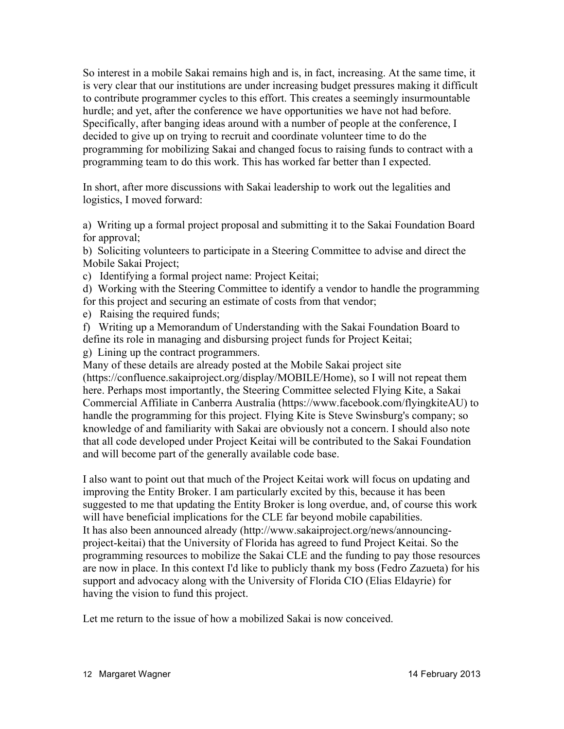So interest in a mobile Sakai remains high and is, in fact, increasing. At the same time, it is very clear that our institutions are under increasing budget pressures making it difficult to contribute programmer cycles to this effort. This creates a seemingly insurmountable hurdle; and yet, after the conference we have opportunities we have not had before. Specifically, after banging ideas around with a number of people at the conference, I decided to give up on trying to recruit and coordinate volunteer time to do the programming for mobilizing Sakai and changed focus to raising funds to contract with a programming team to do this work. This has worked far better than I expected.

In short, after more discussions with Sakai leadership to work out the legalities and logistics, I moved forward:

a) Writing up a formal project proposal and submitting it to the Sakai Foundation Board for approval;
b) Soliciting volunteers to participate in a Steering Committee to advise and direct the Mobile Sakai Project;
c) Identifying a formal project name: Project Keitai;
d) Working with the Steering Committee to identify a vendor to handle the programming for this project and securing an estimate of costs from that vendor;
e) Raising the required funds;
f) Writing up a Memorandum of Understanding with the Sakai Foundation Board to define its role in managing and disbursing project funds for Project Keitai;
g) Lining up the contract programmers.

Many of these details are already posted at the Mobile Sakai project site (https://confluence.sakaiproject.org/display/MOBILE/Home), so I will not repeat them here. Perhaps most importantly, the Steering Committee selected Flying Kite, a Sakai Commercial Affiliate in Canberra Australia (https://www.facebook.com/flyingkiteAU) to handle the programming for this project. Flying Kite is Steve Swinsburg's company; so knowledge of and familiarity with Sakai are obviously not a concern. I should also note that all code developed under Project Keitai will be contributed to the Sakai Foundation and will become part of the generally available code base.

I also want to point out that much of the Project Keitai work will focus on updating and improving the Entity Broker. I am particularly excited by this, because it has been suggested to me that updating the Entity Broker is long overdue, and, of course this work will have beneficial implications for the CLE far beyond mobile capabilities.
It has also been announced already (http://www.sakaiproject.org/news/announcing-project-keitai) that the University of Florida has agreed to fund Project Keitai. So the programming resources to mobilize the Sakai CLE and the funding to pay those resources are now in place. In this context I'd like to publicly thank my boss (Fedro Zazueta) for his support and advocacy along with the University of Florida CIO (Elias Eldayrie) for having the vision to fund this project.

Let me return to the issue of how a mobilized Sakai is now conceived.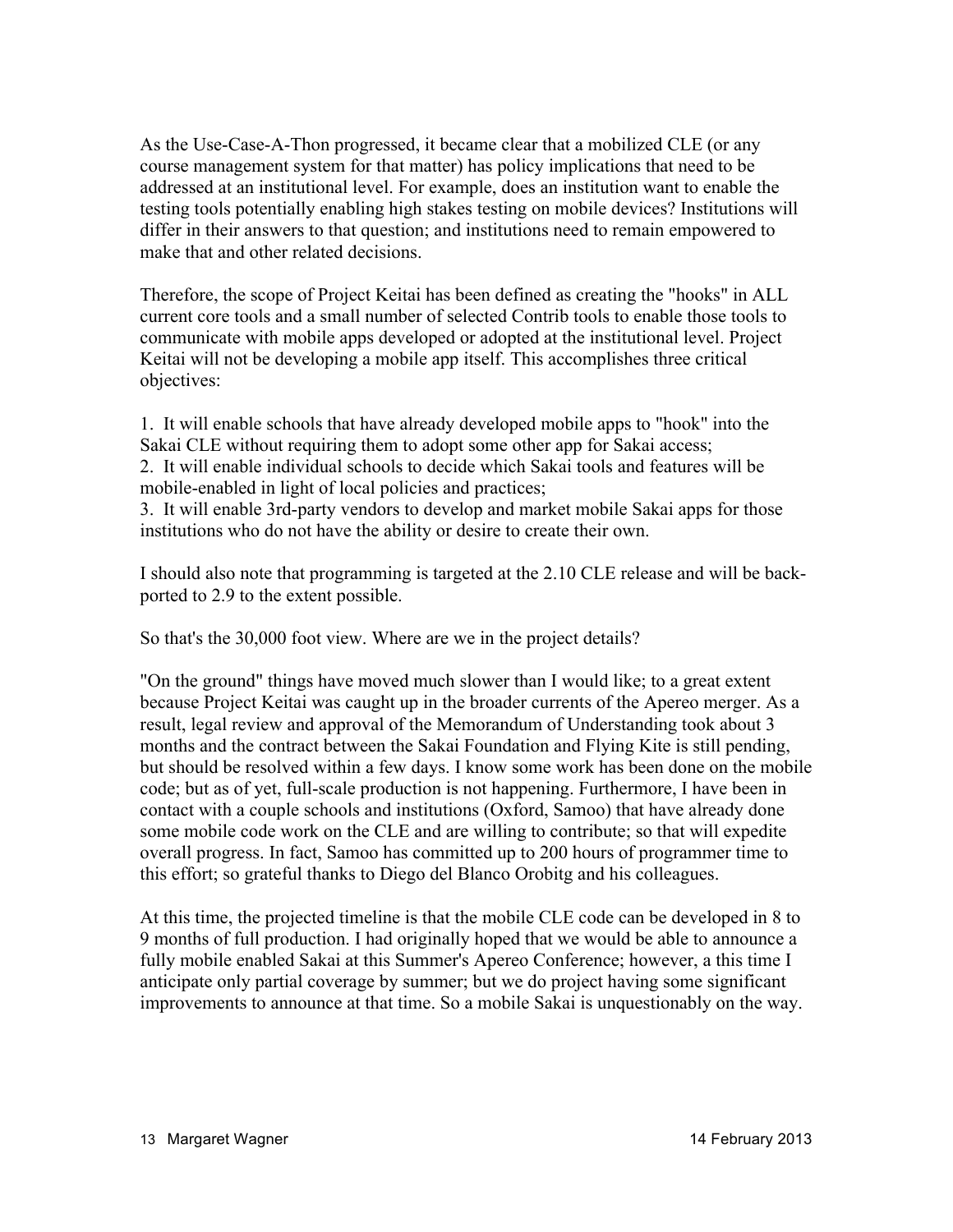As the Use-Case-A-Thon progressed, it became clear that a mobilized CLE (or any course management system for that matter) has policy implications that need to be addressed at an institutional level. For example, does an institution want to enable the testing tools potentially enabling high stakes testing on mobile devices? Institutions will differ in their answers to that question; and institutions need to remain empowered to make that and other related decisions.

Therefore, the scope of Project Keitai has been defined as creating the "hooks" in ALL current core tools and a small number of selected Contrib tools to enable those tools to communicate with mobile apps developed or adopted at the institutional level. Project Keitai will not be developing a mobile app itself. This accomplishes three critical objectives:

1. It will enable schools that have already developed mobile apps to "hook" into the Sakai CLE without requiring them to adopt some other app for Sakai access;
2. It will enable individual schools to decide which Sakai tools and features will be mobile-enabled in light of local policies and practices;
3. It will enable 3rd-party vendors to develop and market mobile Sakai apps for those institutions who do not have the ability or desire to create their own.

I should also note that programming is targeted at the 2.10 CLE release and will be back-ported to 2.9 to the extent possible.

So that's the 30,000 foot view. Where are we in the project details?

"On the ground" things have moved much slower than I would like; to a great extent because Project Keitai was caught up in the broader currents of the Apereo merger. As a result, legal review and approval of the Memorandum of Understanding took about 3 months and the contract between the Sakai Foundation and Flying Kite is still pending, but should be resolved within a few days. I know some work has been done on the mobile code; but as of yet, full-scale production is not happening. Furthermore, I have been in contact with a couple schools and institutions (Oxford, Samoo) that have already done some mobile code work on the CLE and are willing to contribute; so that will expedite overall progress. In fact, Samoo has committed up to 200 hours of programmer time to this effort; so grateful thanks to Diego del Blanco Orobitg and his colleagues.

At this time, the projected timeline is that the mobile CLE code can be developed in 8 to 9 months of full production. I had originally hoped that we would be able to announce a fully mobile enabled Sakai at this Summer's Apereo Conference; however, a this time I anticipate only partial coverage by summer; but we do project having some significant improvements to announce at that time. So a mobile Sakai is unquestionably on the way.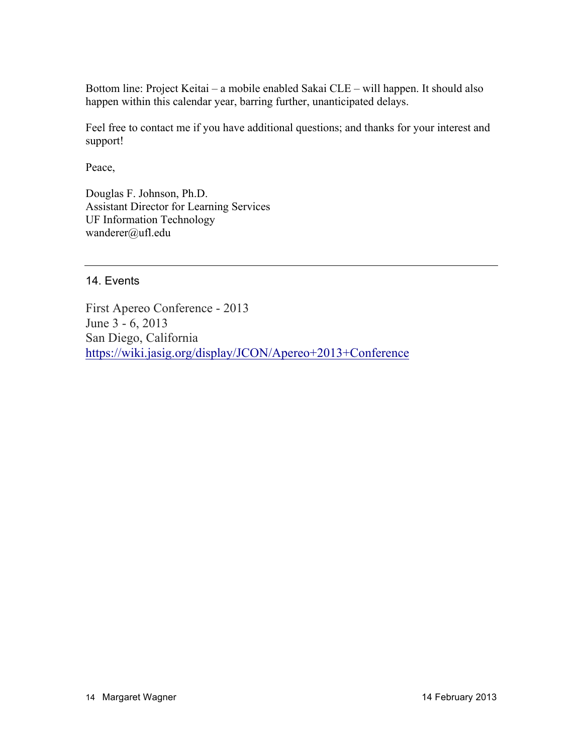Bottom line: Project Keitai – a mobile enabled Sakai CLE – will happen. It should also happen within this calendar year, barring further, unanticipated delays.

Feel free to contact me if you have additional questions; and thanks for your interest and support!

Peace,

Douglas F. Johnson, Ph.D.
Assistant Director for Learning Services
UF Information Technology
wanderer@ufl.edu

---

## 14. Events

First Apereo Conference - 2013
June 3 - 6, 2013
San Diego, California
https://wiki.jasig.org/display/JCON/Apereo+2013+Conference